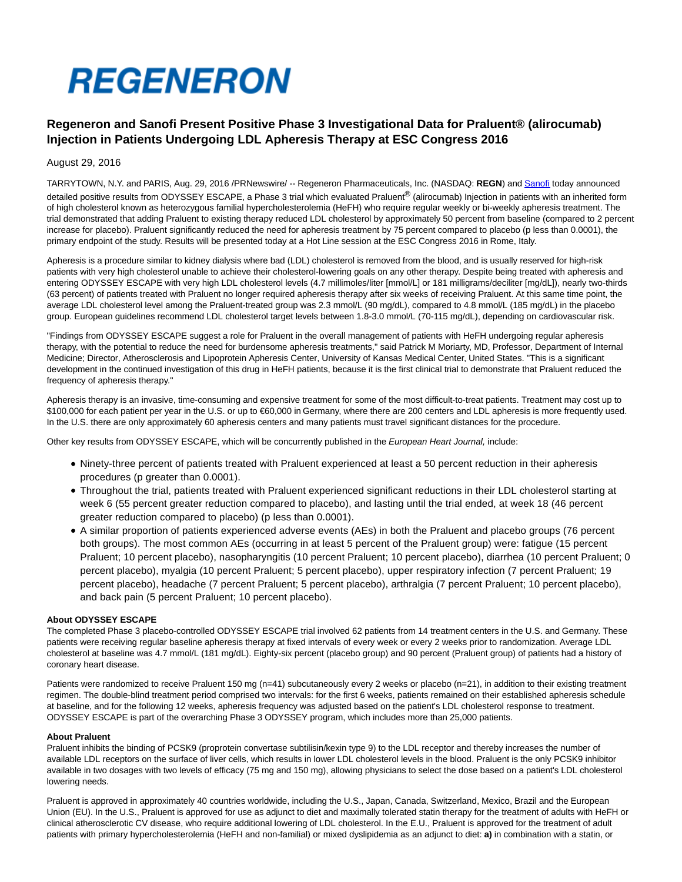# REGENERON

## Regeneron and Sanofi Present Positive Phase 3 Investigational Data for Praluent® (alirocumab) Injection in Patients Undergoing LDL Apheresis Therapy at ESC Congress 2016

August 29, 2016

TARRYTOWN, N.Y. and PARIS, Aug. 29, 2016 /PRNewswire/ -- Regeneron Pharmaceuticals, Inc. (NASDAQ: **REGN**) and Sanofi today announced detailed positive results from ODYSSEY ESCAPE, a Phase 3 trial which evaluated Praluent® (alirocumab) Injection in patients with an inherited form of high cholesterol known as heterozygous familial hypercholesterolemia (HeFH) who require regular weekly or bi-weekly apheresis treatment. The trial demonstrated that adding Praluent to existing therapy reduced LDL cholesterol by approximately 50 percent from baseline (compared to 2 percent increase for placebo). Praluent significantly reduced the need for apheresis treatment by 75 percent compared to placebo (p less than 0.0001), the primary endpoint of the study. Results will be presented today at a Hot Line session at the ESC Congress 2016 in Rome, Italy.

Apheresis is a procedure similar to kidney dialysis where bad (LDL) cholesterol is removed from the blood, and is usually reserved for high-risk patients with very high cholesterol unable to achieve their cholesterol-lowering goals on any other therapy. Despite being treated with apheresis and entering ODYSSEY ESCAPE with very high LDL cholesterol levels (4.7 millimoles/liter [mmol/L] or 181 milligrams/deciliter [mg/dL]), nearly two-thirds (63 percent) of patients treated with Praluent no longer required apheresis therapy after six weeks of receiving Praluent. At this same time point, the average LDL cholesterol level among the Praluent-treated group was 2.3 mmol/L (90 mg/dL), compared to 4.8 mmol/L (185 mg/dL) in the placebo group. European guidelines recommend LDL cholesterol target levels between 1.8-3.0 mmol/L (70-115 mg/dL), depending on cardiovascular risk.

"Findings from ODYSSEY ESCAPE suggest a role for Praluent in the overall management of patients with HeFH undergoing regular apheresis therapy, with the potential to reduce the need for burdensome apheresis treatments," said Patrick M Moriarty, MD, Professor, Department of Internal Medicine; Director, Atherosclerosis and Lipoprotein Apheresis Center, University of Kansas Medical Center, United States. "This is a significant development in the continued investigation of this drug in HeFH patients, because it is the first clinical trial to demonstrate that Praluent reduced the frequency of apheresis therapy."

Apheresis therapy is an invasive, time-consuming and expensive treatment for some of the most difficult-to-treat patients. Treatment may cost up to $100,000 for each patient per year in the U.S. or up to €60,000 in Germany, where there are 200 centers and LDL apheresis is more frequently used. In the U.S. there are only approximately 60 apheresis centers and many patients must travel significant distances for the procedure.

Other key results from ODYSSEY ESCAPE, which will be concurrently published in the *European Heart Journal,* include:

- Ninety-three percent of patients treated with Praluent experienced at least a 50 percent reduction in their apheresis procedures (p greater than 0.0001).
- Throughout the trial, patients treated with Praluent experienced significant reductions in their LDL cholesterol starting at week 6 (55 percent greater reduction compared to placebo), and lasting until the trial ended, at week 18 (46 percent greater reduction compared to placebo) (p less than 0.0001).
- A similar proportion of patients experienced adverse events (AEs) in both the Praluent and placebo groups (76 percent both groups). The most common AEs (occurring in at least 5 percent of the Praluent group) were: fatigue (15 percent Praluent; 10 percent placebo), nasopharyngitis (10 percent Praluent; 10 percent placebo), diarrhea (10 percent Praluent; 0 percent placebo), myalgia (10 percent Praluent; 5 percent placebo), upper respiratory infection (7 percent Praluent; 19 percent placebo), headache (7 percent Praluent; 5 percent placebo), arthralgia (7 percent Praluent; 10 percent placebo), and back pain (5 percent Praluent; 10 percent placebo).

**About ODYSSEY ESCAPE**

The completed Phase 3 placebo-controlled ODYSSEY ESCAPE trial involved 62 patients from 14 treatment centers in the U.S. and Germany. These patients were receiving regular baseline apheresis therapy at fixed intervals of every week or every 2 weeks prior to randomization. Average LDL cholesterol at baseline was 4.7 mmol/L (181 mg/dL). Eighty-six percent (placebo group) and 90 percent (Praluent group) of patients had a history of coronary heart disease.

Patients were randomized to receive Praluent 150 mg (n=41) subcutaneously every 2 weeks or placebo (n=21), in addition to their existing treatment regimen. The double-blind treatment period comprised two intervals: for the first 6 weeks, patients remained on their established apheresis schedule at baseline, and for the following 12 weeks, apheresis frequency was adjusted based on the patient's LDL cholesterol response to treatment. ODYSSEY ESCAPE is part of the overarching Phase 3 ODYSSEY program, which includes more than 25,000 patients.

**About Praluent**

Praluent inhibits the binding of PCSK9 (proprotein convertase subtilisin/kexin type 9) to the LDL receptor and thereby increases the number of available LDL receptors on the surface of liver cells, which results in lower LDL cholesterol levels in the blood. Praluent is the only PCSK9 inhibitor available in two dosages with two levels of efficacy (75 mg and 150 mg), allowing physicians to select the dose based on a patient's LDL cholesterol lowering needs.

Praluent is approved in approximately 40 countries worldwide, including the U.S., Japan, Canada, Switzerland, Mexico, Brazil and the European Union (EU). In the U.S., Praluent is approved for use as adjunct to diet and maximally tolerated statin therapy for the treatment of adults with HeFH or clinical atherosclerotic CV disease, who require additional lowering of LDL cholesterol. In the E.U., Praluent is approved for the treatment of adult patients with primary hypercholesterolemia (HeFH and non-familial) or mixed dyslipidemia as an adjunct to diet: **a)** in combination with a statin, or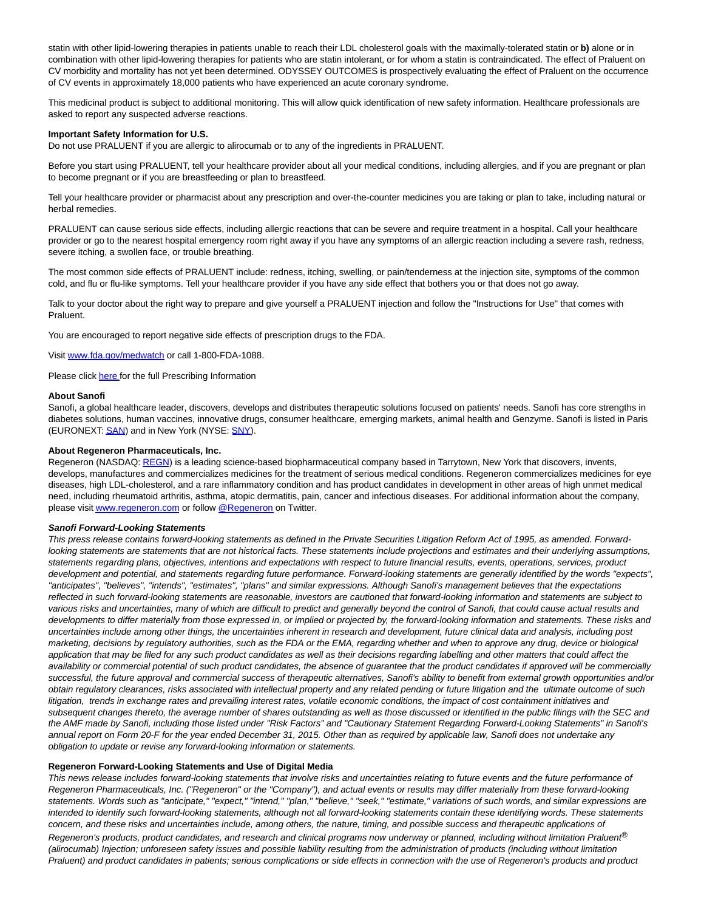statin with other lipid-lowering therapies in patients unable to reach their LDL cholesterol goals with the maximally-tolerated statin or **b)** alone or in combination with other lipid-lowering therapies for patients who are statin intolerant, or for whom a statin is contraindicated. The effect of Praluent on CV morbidity and mortality has not yet been determined. ODYSSEY OUTCOMES is prospectively evaluating the effect of Praluent on the occurrence of CV events in approximately 18,000 patients who have experienced an acute coronary syndrome.

This medicinal product is subject to additional monitoring. This will allow quick identification of new safety information. Healthcare professionals are asked to report any suspected adverse reactions.

**Important Safety Information for U.S.**
Do not use PRALUENT if you are allergic to alirocumab or to any of the ingredients in PRALUENT.

Before you start using PRALUENT, tell your healthcare provider about all your medical conditions, including allergies, and if you are pregnant or plan to become pregnant or if you are breastfeeding or plan to breastfeed.

Tell your healthcare provider or pharmacist about any prescription and over-the-counter medicines you are taking or plan to take, including natural or herbal remedies.

PRALUENT can cause serious side effects, including allergic reactions that can be severe and require treatment in a hospital. Call your healthcare provider or go to the nearest hospital emergency room right away if you have any symptoms of an allergic reaction including a severe rash, redness, severe itching, a swollen face, or trouble breathing.

The most common side effects of PRALUENT include: redness, itching, swelling, or pain/tenderness at the injection site, symptoms of the common cold, and flu or flu-like symptoms. Tell your healthcare provider if you have any side effect that bothers you or that does not go away.

Talk to your doctor about the right way to prepare and give yourself a PRALUENT injection and follow the "Instructions for Use" that comes with Praluent.

You are encouraged to report negative side effects of prescription drugs to the FDA.

Visit www.fda.gov/medwatch or call 1-800-FDA-1088.

Please click here for the full Prescribing Information

**About Sanofi**
Sanofi, a global healthcare leader, discovers, develops and distributes therapeutic solutions focused on patients' needs. Sanofi has core strengths in diabetes solutions, human vaccines, innovative drugs, consumer healthcare, emerging markets, animal health and Genzyme. Sanofi is listed in Paris (EURONEXT: SAN) and in New York (NYSE: SNY).

**About Regeneron Pharmaceuticals, Inc.**
Regeneron (NASDAQ: REGN) is a leading science-based biopharmaceutical company based in Tarrytown, New York that discovers, invents, develops, manufactures and commercializes medicines for the treatment of serious medical conditions. Regeneron commercializes medicines for eye diseases, high LDL-cholesterol, and a rare inflammatory condition and has product candidates in development in other areas of high unmet medical need, including rheumatoid arthritis, asthma, atopic dermatitis, pain, cancer and infectious diseases. For additional information about the company, please visit www.regeneron.com or follow @Regeneron on Twitter.

***Sanofi Forward-Looking Statements***
*This press release contains forward-looking statements as defined in the Private Securities Litigation Reform Act of 1995, as amended. Forward-looking statements are statements that are not historical facts. These statements include projections and estimates and their underlying assumptions, statements regarding plans, objectives, intentions and expectations with respect to future financial results, events, operations, services, product development and potential, and statements regarding future performance. Forward-looking statements are generally identified by the words "expects", "anticipates", "believes", "intends", "estimates", "plans" and similar expressions. Although Sanofi's management believes that the expectations reflected in such forward-looking statements are reasonable, investors are cautioned that forward-looking information and statements are subject to various risks and uncertainties, many of which are difficult to predict and generally beyond the control of Sanofi, that could cause actual results and developments to differ materially from those expressed in, or implied or projected by, the forward-looking information and statements. These risks and uncertainties include among other things, the uncertainties inherent in research and development, future clinical data and analysis, including post marketing, decisions by regulatory authorities, such as the FDA or the EMA, regarding whether and when to approve any drug, device or biological application that may be filed for any such product candidates as well as their decisions regarding labelling and other matters that could affect the availability or commercial potential of such product candidates, the absence of guarantee that the product candidates if approved will be commercially successful, the future approval and commercial success of therapeutic alternatives, Sanofi's ability to benefit from external growth opportunities and/or obtain regulatory clearances, risks associated with intellectual property and any related pending or future litigation and the ultimate outcome of such litigation, trends in exchange rates and prevailing interest rates, volatile economic conditions, the impact of cost containment initiatives and subsequent changes thereto, the average number of shares outstanding as well as those discussed or identified in the public filings with the SEC and the AMF made by Sanofi, including those listed under "Risk Factors" and "Cautionary Statement Regarding Forward-Looking Statements" in Sanofi's annual report on Form 20-F for the year ended December 31, 2015. Other than as required by applicable law, Sanofi does not undertake any obligation to update or revise any forward-looking information or statements.*

**Regeneron Forward-Looking Statements and Use of Digital Media**
*This news release includes forward-looking statements that involve risks and uncertainties relating to future events and the future performance of Regeneron Pharmaceuticals, Inc. ("Regeneron" or the "Company"), and actual events or results may differ materially from these forward-looking statements. Words such as "anticipate," "expect," "intend," "plan," "believe," "seek," "estimate," variations of such words, and similar expressions are intended to identify such forward-looking statements, although not all forward-looking statements contain these identifying words. These statements concern, and these risks and uncertainties include, among others, the nature, timing, and possible success and therapeutic applications of Regeneron's products, product candidates, and research and clinical programs now underway or planned, including without limitation Praluent® (alirocumab) Injection; unforeseen safety issues and possible liability resulting from the administration of products (including without limitation Praluent) and product candidates in patients; serious complications or side effects in connection with the use of Regeneron's products and product*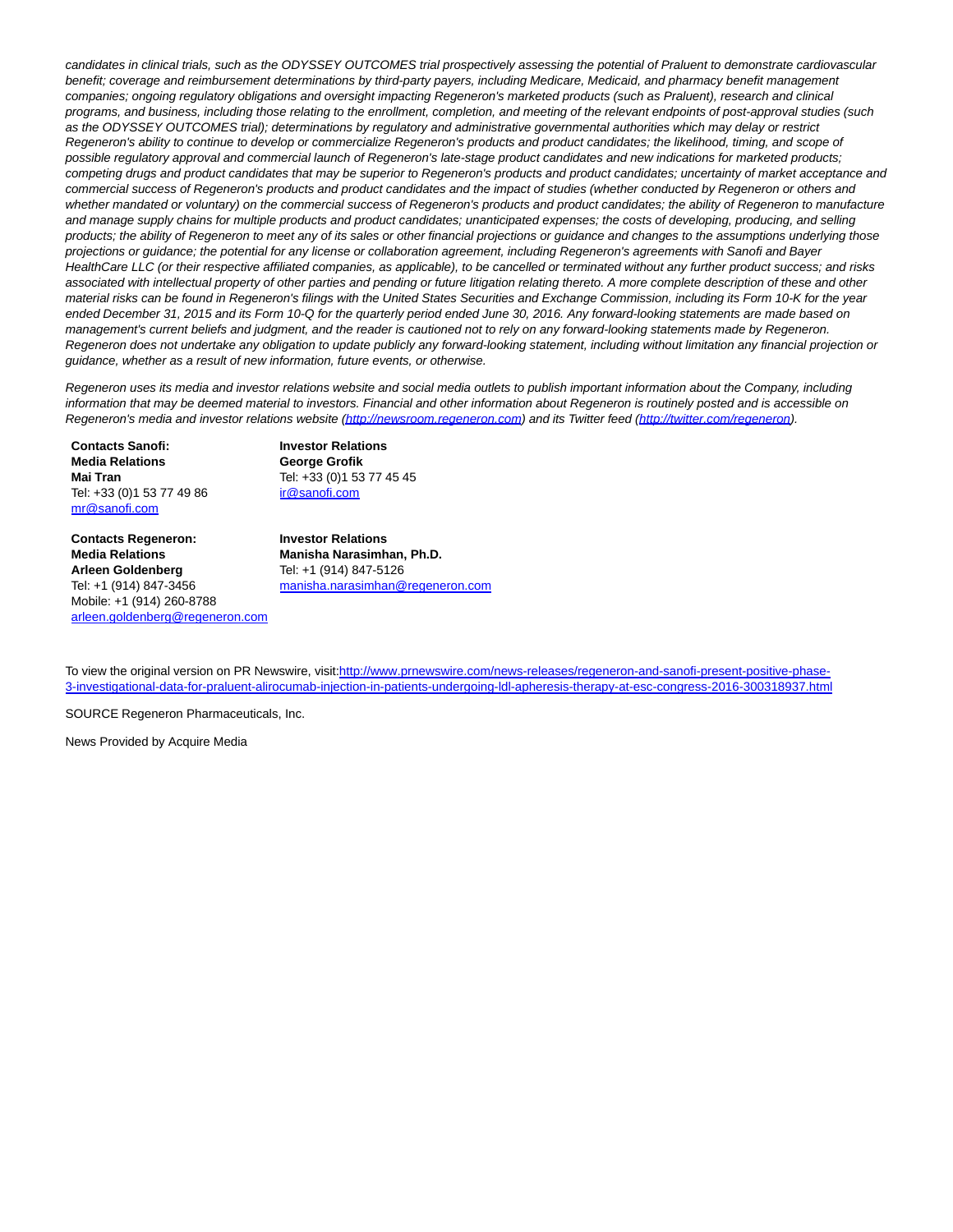*candidates in clinical trials, such as the ODYSSEY OUTCOMES trial prospectively assessing the potential of Praluent to demonstrate cardiovascular benefit; coverage and reimbursement determinations by third-party payers, including Medicare, Medicaid, and pharmacy benefit management companies; ongoing regulatory obligations and oversight impacting Regeneron's marketed products (such as Praluent), research and clinical programs, and business, including those relating to the enrollment, completion, and meeting of the relevant endpoints of post-approval studies (such as the ODYSSEY OUTCOMES trial); determinations by regulatory and administrative governmental authorities which may delay or restrict Regeneron's ability to continue to develop or commercialize Regeneron's products and product candidates; the likelihood, timing, and scope of possible regulatory approval and commercial launch of Regeneron's late-stage product candidates and new indications for marketed products; competing drugs and product candidates that may be superior to Regeneron's products and product candidates; uncertainty of market acceptance and commercial success of Regeneron's products and product candidates and the impact of studies (whether conducted by Regeneron or others and whether mandated or voluntary) on the commercial success of Regeneron's products and product candidates; the ability of Regeneron to manufacture and manage supply chains for multiple products and product candidates; unanticipated expenses; the costs of developing, producing, and selling products; the ability of Regeneron to meet any of its sales or other financial projections or guidance and changes to the assumptions underlying those projections or guidance; the potential for any license or collaboration agreement, including Regeneron's agreements with Sanofi and Bayer HealthCare LLC (or their respective affiliated companies, as applicable), to be cancelled or terminated without any further product success; and risks associated with intellectual property of other parties and pending or future litigation relating thereto. A more complete description of these and other material risks can be found in Regeneron's filings with the United States Securities and Exchange Commission, including its Form 10-K for the year ended December 31, 2015 and its Form 10-Q for the quarterly period ended June 30, 2016. Any forward-looking statements are made based on management's current beliefs and judgment, and the reader is cautioned not to rely on any forward-looking statements made by Regeneron. Regeneron does not undertake any obligation to update publicly any forward-looking statement, including without limitation any financial projection or guidance, whether as a result of new information, future events, or otherwise.*

*Regeneron uses its media and investor relations website and social media outlets to publish important information about the Company, including information that may be deemed material to investors. Financial and other information about Regeneron is routinely posted and is accessible on Regeneron's media and investor relations website (http://newsroom.regeneron.com) and its Twitter feed (http://twitter.com/regeneron).*

**Contacts Sanofi:**
**Media Relations**
**Mai Tran**
Tel: +33 (0)1 53 77 49 86
mr@sanofi.com

**Investor Relations**
**George Grofik**
Tel: +33 (0)1 53 77 45 45
ir@sanofi.com

**Contacts Regeneron:**
**Media Relations**
**Arleen Goldenberg**
Tel: +1 (914) 847-3456
Mobile: +1 (914) 260-8788
arleen.goldenberg@regeneron.com

**Investor Relations**
**Manisha Narasimhan, Ph.D.**
Tel: +1 (914) 847-5126
manisha.narasimhan@regeneron.com

To view the original version on PR Newswire, visit:http://www.prnewswire.com/news-releases/regeneron-and-sanofi-present-positive-phase-3-investigational-data-for-praluent-alirocumab-injection-in-patients-undergoing-ldl-apheresis-therapy-at-esc-congress-2016-300318937.html

SOURCE Regeneron Pharmaceuticals, Inc.

News Provided by Acquire Media